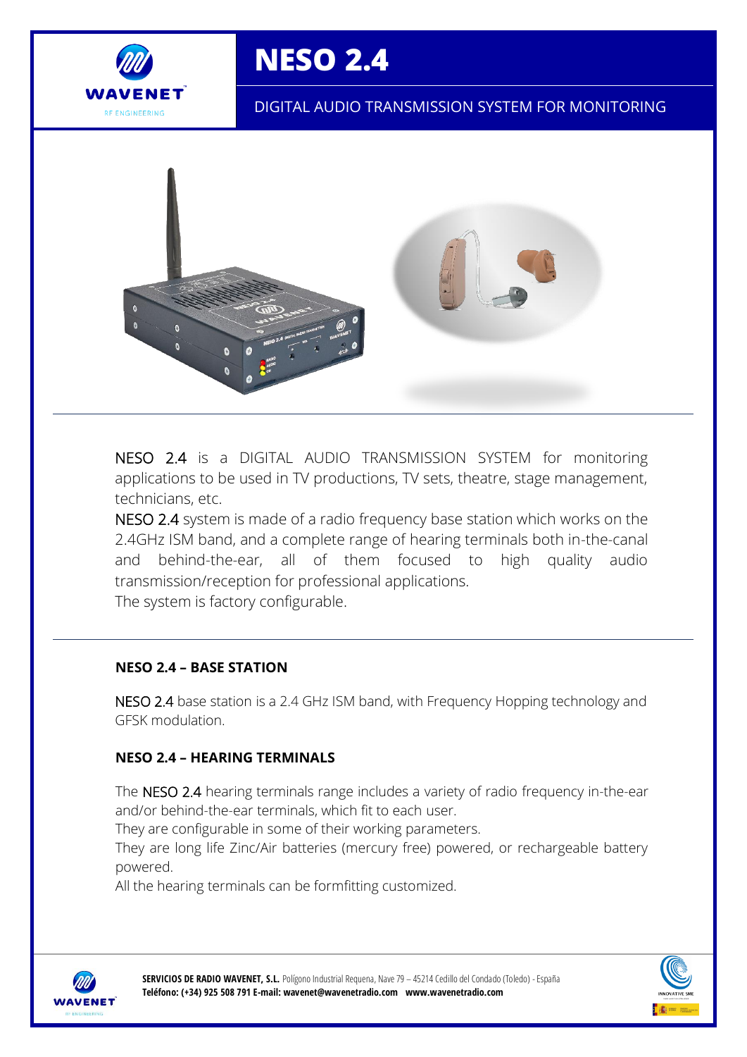# NESO 2.4

DIGITAL AUDIO TRANSMISSION SYSTEM FOR MONITORING

NESO 2.4 is a DIGITAL AUDIO TRANSMISSION SYSTEM for monitoring applications to be used in TV productions, TV sets, theatre, stage management, technicians, etc.

NESO 2.4 system is made of a radio frequency base station which works on the 2.4GHz ISM band, and a complete range of hearing terminals both in-the-canal and behind-the-ear, all of them focused to high quality audio transmission/reception for professional applications.

The system is factory configurable.

## NESO 2.4 – BASE STATION

NESO 2.4 base station is a 2.4 GHz ISM band, with Frequency Hopping technology and GFSK modulation.

## NESO 2.4 – HEARING TERMINALS

The NESO 2.4 hearing terminals range includes a variety of radio frequency in-the-ear and/or behind-the-ear terminals, which fit to each user.

They are configurable in some of their working parameters.

They are long life Zinc/Air batteries (mercury free) powered, or rechargeable battery powered.

All the hearing terminals can be formfitting customized.

**SERVICIOS DE RADIO WAVENET, S.L.** Polígono Industrial Requena, Nave 79 – 45214 Cedillo del Condado (Toledo) - España
**Teléfono: (+34) 925 508 791 E-mail: wavenet@wavenetradio.com www.wavenetradio.com**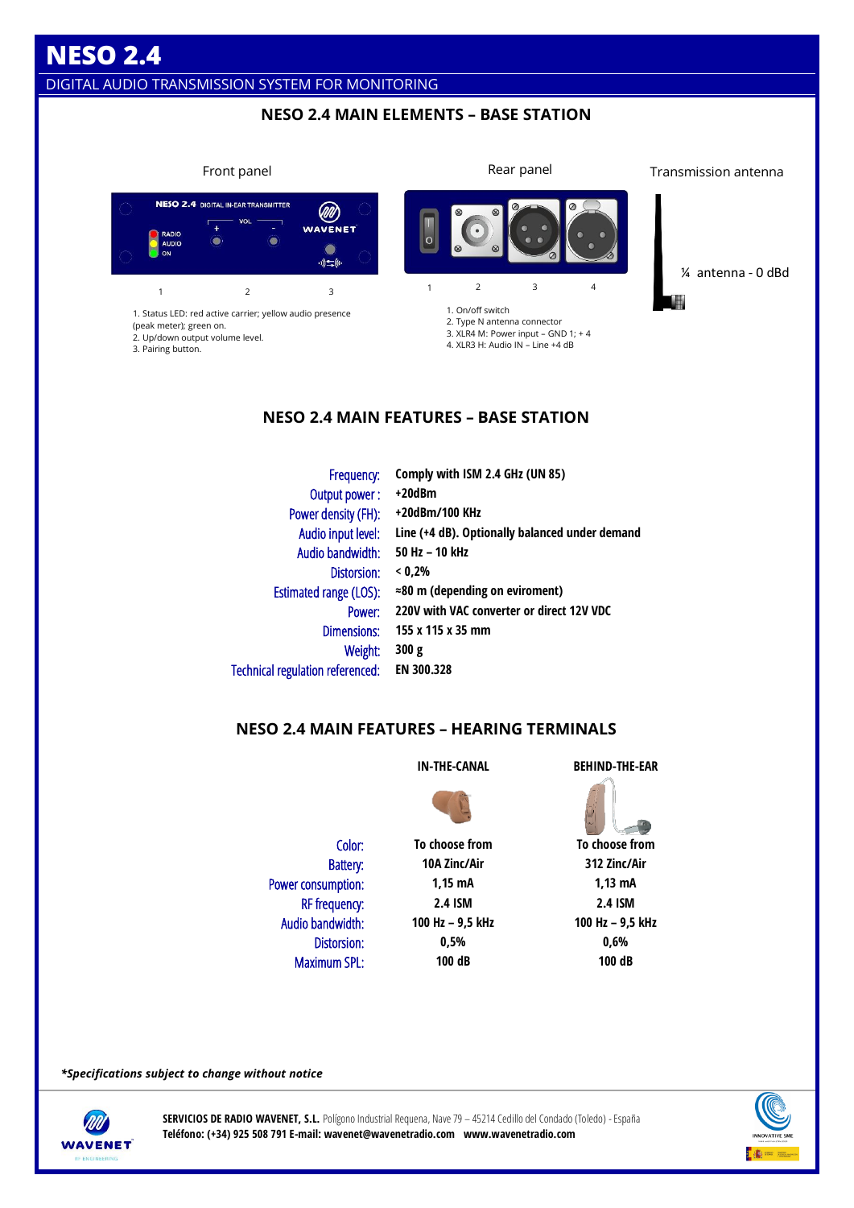# NESO 2.4

DIGITAL AUDIO TRANSMISSION SYSTEM FOR MONITORING

## NESO 2.4 MAIN ELEMENTS – BASE STATION

Front panel

NESO 2.4 DIGITAL IN-EAR TRANSMITTER

RADIO
AUDIO
ON

VOL
+ -

WAVENET

1 2 3

1. Status LED: red active carrier; yellow audio presence (peak meter); green on.
2. Up/down output volume level.
3. Pairing button.

Rear panel

1 2 3 4

1. On/off switch
2. Type N antenna connector
3. XLR4 M: Power input – GND 1; + 4
4. XLR3 H: Audio IN – Line +4 dB

Transmission antenna

¼ antenna - 0 dBd

## NESO 2.4 MAIN FEATURES – BASE STATION

| | |
|---|---|
| Frequency: | Comply with ISM 2.4 GHz (UN 85) |
| Output power : | +20dBm |
| Power density (FH): | +20dBm/100 KHz |
| Audio input level: | Line (+4 dB). Optionally balanced under demand |
| Audio bandwidth: | 50 Hz – 10 kHz |
| Distorsion: | < 0,2% |
| Estimated range (LOS): | ≈80 m (depending on eviroment) |
| Power: | 220V with VAC converter or direct 12V VDC |
| Dimensions: | 155 x 115 x 35 mm |
| Weight: | 300 g |
| Technical regulation referenced: | EN 300.328 |

## NESO 2.4 MAIN FEATURES – HEARING TERMINALS

| | IN-THE-CANAL | BEHIND-THE-EAR |
|---|---|---|
| Color: | To choose from | To choose from |
| Battery: | 10A Zinc/Air | 312 Zinc/Air |
| Power consumption: | 1,15 mA | 1,13 mA |
| RF frequency: | 2.4 ISM | 2.4 ISM |
| Audio bandwidth: | 100 Hz – 9,5 kHz | 100 Hz – 9,5 kHz |
| Distorsion: | 0,5% | 0,6% |
| Maximum SPL: | 100 dB | 100 dB |

*\*Specifications subject to change without notice*

**SERVICIOS DE RADIO WAVENET, S.L.** Polígono Industrial Requena, Nave 79 – 45214 Cedillo del Condado (Toledo) - España
**Teléfono: (+34) 925 508 791 E-mail: wavenet@wavenetradio.com www.wavenetradio.com**